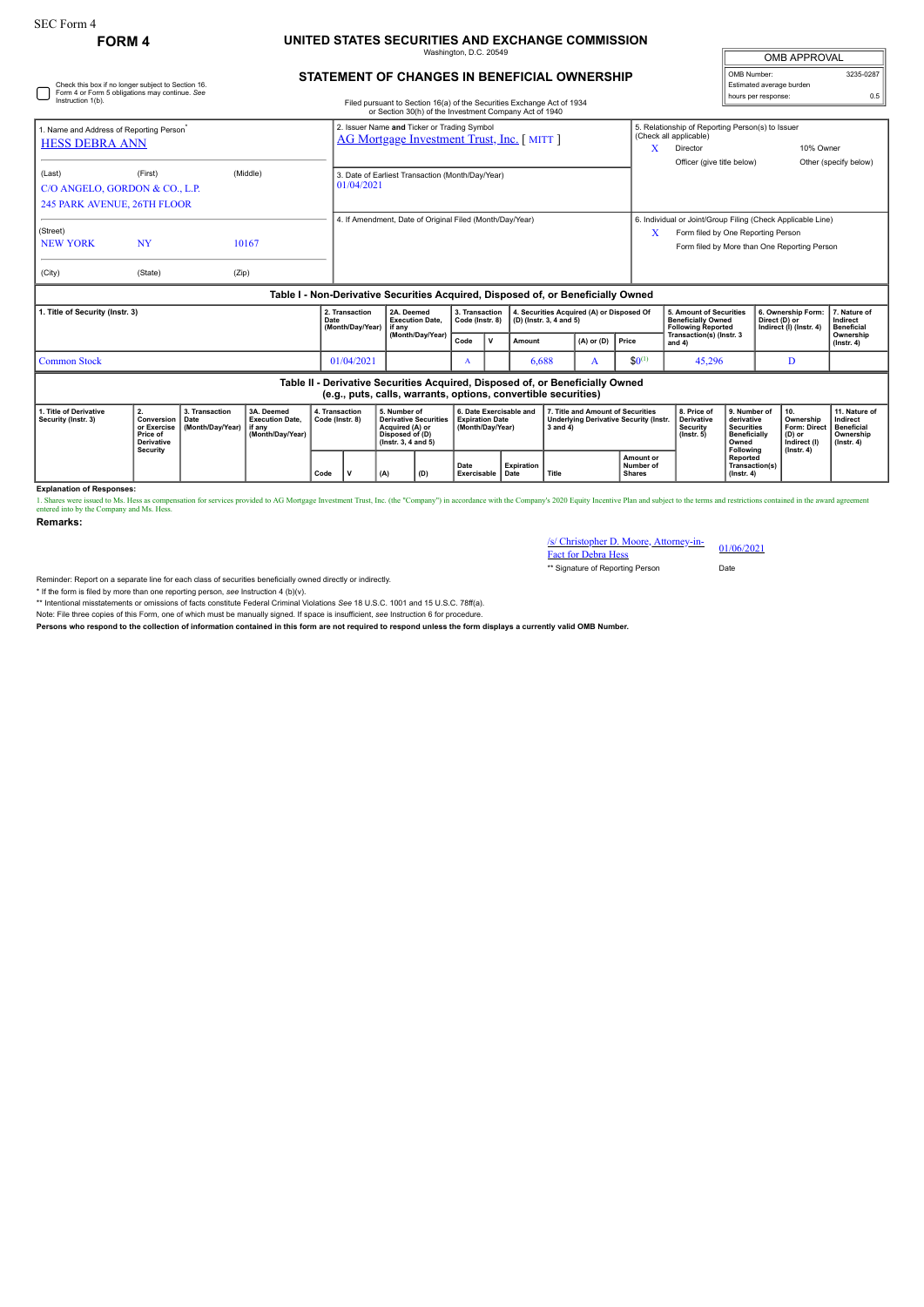SEC Form 4

# FORM 4

## UNITED STATES SECURITIES AND EXCHANGE COMMISSION

Washington, D.C. 20549

## STATEMENT OF CHANGES IN BENEFICIAL OWNERSHIP

Filed pursuant to Section 16(a) of the Securities Exchange Act of 1934
or Section 30(h) of the Investment Company Act of 1940

| OMB APPROVAL | |
|---|---|
| OMB Number: | 3235-0287 |
| Estimated average burden | |
| hours per response: | 0.5 |

☐ Check this box if no longer subject to Section 16. Form 4 or Form 5 obligations may continue. *See* Instruction 1(b).

| 1. Name and Address of Reporting Person* | 2. Issuer Name and Ticker or Trading Symbol | 5. Relationship of Reporting Person(s) to Issuer (Check all applicable) |
|---|---|---|
| HESS DEBRA ANN | AG Mortgage Investment Trust, Inc. [ MITT ] | X Director; 10% Owner; Officer (give title below); Other (specify below) |
| (Last) (First) (Middle) C/O ANGELO, GORDON & CO., L.P. 245 PARK AVENUE, 26TH FLOOR | 3. Date of Earliest Transaction (Month/Day/Year) 01/04/2021 | |
| (Street) NEW YORK NY 10167 | 4. If Amendment, Date of Original Filed (Month/Day/Year) | 6. Individual or Joint/Group Filing (Check Applicable Line) X Form filed by One Reporting Person; Form filed by More than One Reporting Person |
| (City) (State) (Zip) | | |

### Table I - Non-Derivative Securities Acquired, Disposed of, or Beneficially Owned

| 1. Title of Security (Instr. 3) | 2. Transaction Date (Month/Day/Year) | 2A. Deemed Execution Date, if any (Month/Day/Year) | 3. Transaction Code (Instr. 8) | | 4. Securities Acquired (A) or Disposed Of (D) (Instr. 3, 4 and 5) | | | 5. Amount of Securities Beneficially Owned Following Reported Transaction(s) (Instr. 3 and 4) | 6. Ownership Form: Direct (D) or Indirect (I) (Instr. 4) | 7. Nature of Indirect Beneficial Ownership (Instr. 4) |
|---|---|---|---|---|---|---|---|---|---|---|
| | | | Code | V | Amount | (A) or (D) | Price | | | |
| Common Stock | 01/04/2021 | | A | | 6,688 | A | $0[1] | 45,296 | D | |

### Table II - Derivative Securities Acquired, Disposed of, or Beneficially Owned (e.g., puts, calls, warrants, options, convertible securities)

| 1. Title of Derivative Security (Instr. 3) | 2. Conversion or Exercise Price of Derivative Security | 3. Transaction Date (Month/Day/Year) | 3A. Deemed Execution Date, if any (Month/Day/Year) | 4. Transaction Code (Instr. 8) | | 5. Number of Derivative Securities Acquired (A) or Disposed of (D) (Instr. 3, 4 and 5) | | 6. Date Exercisable and Expiration Date (Month/Day/Year) | | 7. Title and Amount of Securities Underlying Derivative Security (Instr. 3 and 4) | | 8. Price of Derivative Security (Instr. 5) | 9. Number of derivative Securities Beneficially Owned Following Reported Transaction(s) (Instr. 4) | 10. Ownership Form: Direct (D) or Indirect (I) (Instr. 4) | 11. Nature of Indirect Beneficial Ownership (Instr. 4) |
|---|---|---|---|---|---|---|---|---|---|---|---|---|---|---|---|
| | | | | Code | V | (A) | (D) | Date Exercisable | Expiration Date | Title | Amount or Number of Shares | | | | |

**Explanation of Responses:**

1. Shares were issued to Ms. Hess as compensation for services provided to AG Mortgage Investment Trust, Inc. (the "Company") in accordance with the Company's 2020 Equity Incentive Plan and subject to the terms and restrictions contained in the award agreement entered into by the Company and Ms. Hess.

**Remarks:**

/s/ Christopher D. Moore, Attorney-in-Fact for Debra Hess — 01/06/2021

** Signature of Reporting Person — Date

Reminder: Report on a separate line for each class of securities beneficially owned directly or indirectly.

\* If the form is filed by more than one reporting person, *see* Instruction 4 (b)(v).

\*\* Intentional misstatements or omissions of facts constitute Federal Criminal Violations *See* 18 U.S.C. 1001 and 15 U.S.C. 78ff(a).

Note: File three copies of this Form, one of which must be manually signed. If space is insufficient, *see* Instruction 6 for procedure.

**Persons who respond to the collection of information contained in this form are not required to respond unless the form displays a currently valid OMB Number.**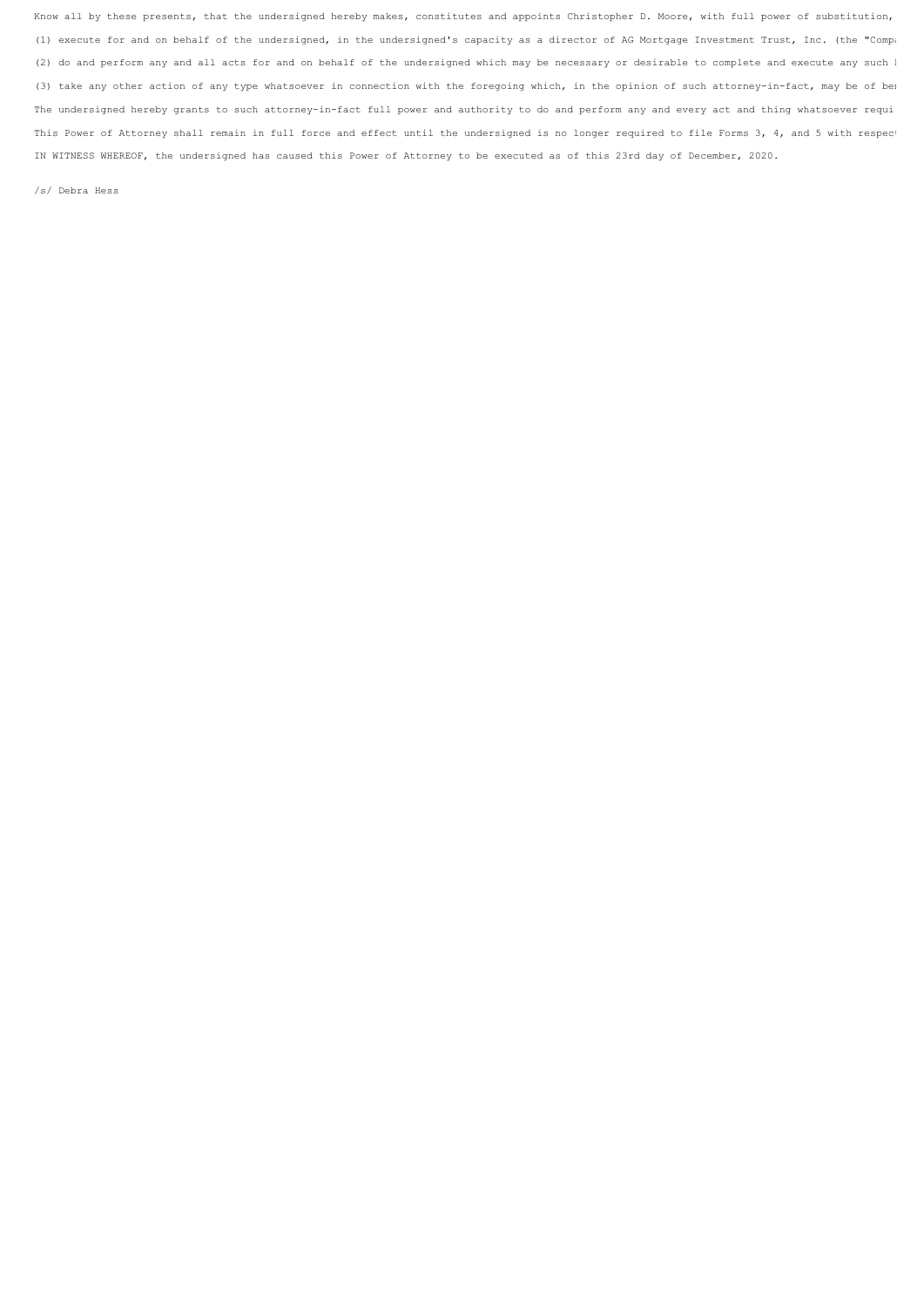Know all by these presents, that the undersigned hereby makes, constitutes and appoints Christopher D. Moore, with full power of substitution,

(1) execute for and on behalf of the undersigned, in the undersigned's capacity as a director of AG Mortgage Investment Trust, Inc. (the "Compa

(2) do and perform any and all acts for and on behalf of the undersigned which may be necessary or desirable to complete and execute any such I

(3) take any other action of any type whatsoever in connection with the foregoing which, in the opinion of such attorney-in-fact, may be of ben

The undersigned hereby grants to such attorney-in-fact full power and authority to do and perform any and every act and thing whatsoever requi

This Power of Attorney shall remain in full force and effect until the undersigned is no longer required to file Forms 3, 4, and 5 with respect

IN WITNESS WHEREOF, the undersigned has caused this Power of Attorney to be executed as of this 23rd day of December, 2020.

/s/ Debra Hess